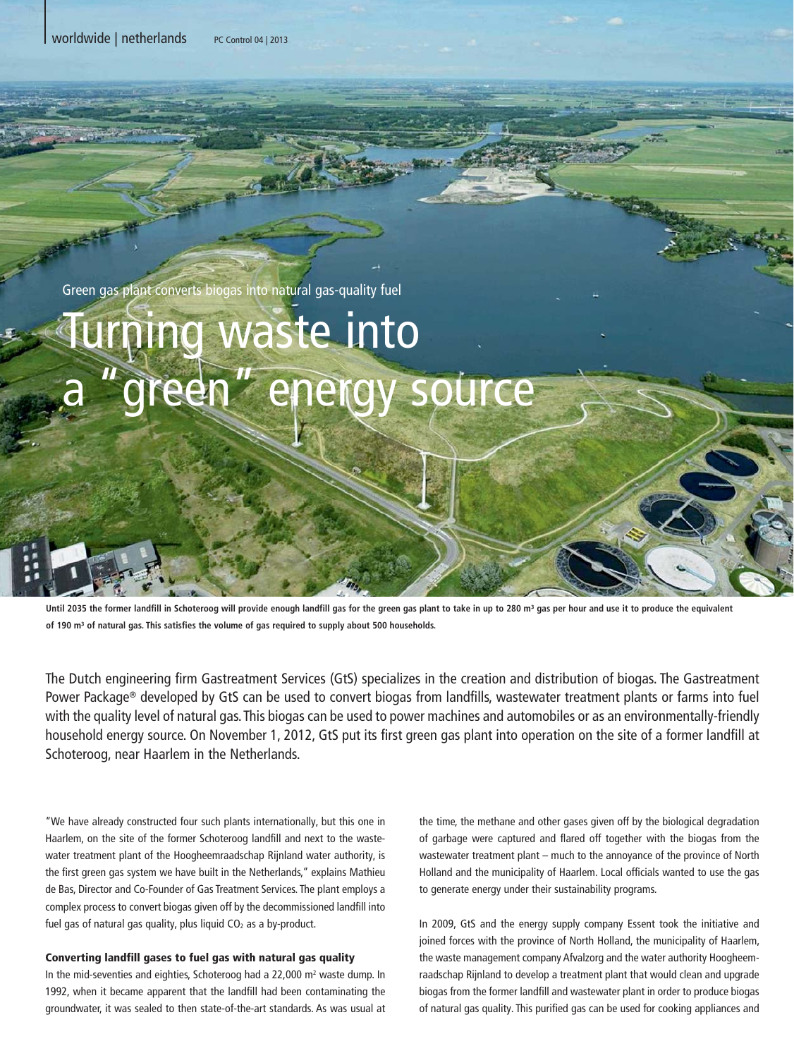Green gas plant converts biogas into natural gas-quality fuel

# Turning waste into a "green" energy source

**Until 2035 the former landfill in Schoteroog will provide enough landfill gas for the green gas plant to take in up to 280 m³ gas per hour and use it to produce the equivalent of 190 m³ of natural gas. This satisfies the volume of gas required to supply about 500 households.**

The Dutch engineering firm Gastreatment Services (GtS) specializes in the creation and distribution of biogas. The Gastreatment Power Package® developed by GtS can be used to convert biogas from landfills, wastewater treatment plants or farms into fuel with the quality level of natural gas. This biogas can be used to power machines and automobiles or as an environmentally-friendly household energy source. On November 1, 2012, GtS put its first green gas plant into operation on the site of a former landfill at Schoteroog, near Haarlem in the Netherlands.

"We have already constructed four such plants internationally, but this one in Haarlem, on the site of the former Schoteroog landfill and next to the wastewater treatment plant of the Hoogheemraadschap Rijnland water authority, is the first green gas system we have built in the Netherlands," explains Mathieu de Bas, Director and Co-Founder of Gas Treatment Services. The plant employs a complex process to convert biogas given off by the decommissioned landfill into fuel gas of natural gas quality, plus liquid $CO_2$ as a by-product.

## Converting landfill gases to fuel gas with natural gas quality

In the mid-seventies and eighties, Schoteroog had a 22,000 m² waste dump. In 1992, when it became apparent that the landfill had been contaminating the groundwater, it was sealed to then state-of-the-art standards. As was usual at the time, the methane and other gases given off by the biological degradation of garbage were captured and flared off together with the biogas from the wastewater treatment plant – much to the annoyance of the province of North Holland and the municipality of Haarlem. Local officials wanted to use the gas to generate energy under their sustainability programs.

In 2009, GtS and the energy supply company Essent took the initiative and joined forces with the province of North Holland, the municipality of Haarlem, the waste management company Afvalzorg and the water authority Hoogheemraadschap Rijnland to develop a treatment plant that would clean and upgrade biogas from the former landfill and wastewater plant in order to produce biogas of natural gas quality. This purified gas can be used for cooking appliances and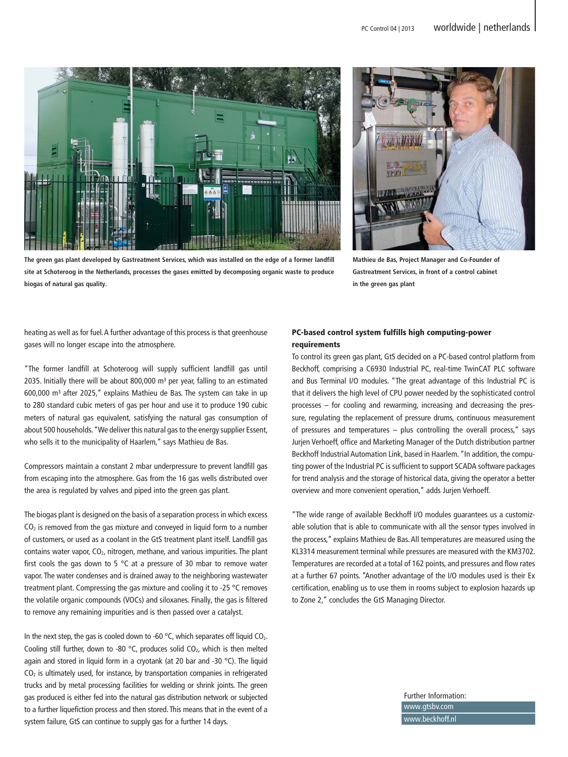The green gas plant developed by Gastreatment Services, which was installed on the edge of a former landfill site at Schoteroog in the Netherlands, processes the gases emitted by decomposing organic waste to produce biogas of natural gas quality.

Mathieu de Bas, Project Manager and Co-Founder of Gastreatment Services, in front of a control cabinet in the green gas plant

heating as well as for fuel. A further advantage of this process is that greenhouse gases will no longer escape into the atmosphere.

"The former landfill at Schoteroog will supply sufficient landfill gas until 2035. Initially there will be about 800,000 m³ per year, falling to an estimated 600,000 m³ after 2025," explains Mathieu de Bas. The system can take in up to 280 standard cubic meters of gas per hour and use it to produce 190 cubic meters of natural gas equivalent, satisfying the natural gas consumption of about 500 households. "We deliver this natural gas to the energy supplier Essent, who sells it to the municipality of Haarlem," says Mathieu de Bas.

Compressors maintain a constant 2 mbar underpressure to prevent landfill gas from escaping into the atmosphere. Gas from the 16 gas wells distributed over the area is regulated by valves and piped into the green gas plant.

The biogas plant is designed on the basis of a separation process in which excess $CO_2$ is removed from the gas mixture and conveyed in liquid form to a number of customers, or used as a coolant in the GtS treatment plant itself. Landfill gas contains water vapor, $CO_2$, nitrogen, methane, and various impurities. The plant first cools the gas down to 5 °C at a pressure of 30 mbar to remove water vapor. The water condenses and is drained away to the neighboring wastewater treatment plant. Compressing the gas mixture and cooling it to -25 °C removes the volatile organic compounds (VOCs) and siloxanes. Finally, the gas is filtered to remove any remaining impurities and is then passed over a catalyst.

In the next step, the gas is cooled down to -60 °C, which separates off liquid $CO_2$. Cooling still further, down to -80 °C, produces solid $CO_2$, which is then melted again and stored in liquid form in a cryotank (at 20 bar and -30 °C). The liquid $CO_2$ is ultimately used, for instance, by transportation companies in refrigerated trucks and by metal processing facilities for welding or shrink joints. The green gas produced is either fed into the natural gas distribution network or subjected to a further liquefiction process and then stored. This means that in the event of a system failure, GtS can continue to supply gas for a further 14 days.

### PC-based control system fulfills high computing-power requirements

To control its green gas plant, GtS decided on a PC-based control platform from Beckhoff, comprising a C6930 Industrial PC, real-time TwinCAT PLC software and Bus Terminal I/O modules. "The great advantage of this Industrial PC is that it delivers the high level of CPU power needed by the sophisticated control processes – for cooling and rewarming, increasing and decreasing the pressure, regulating the replacement of pressure drums, continuous measurement of pressures and temperatures – plus controlling the overall process," says Jurjen Verhoeff, office and Marketing Manager of the Dutch distribution partner Beckhoff Industrial Automation Link, based in Haarlem. "In addition, the computing power of the Industrial PC is sufficient to support SCADA software packages for trend analysis and the storage of historical data, giving the operator a better overview and more convenient operation," adds Jurjen Verhoeff.

"The wide range of available Beckhoff I/O modules guarantees us a customizable solution that is able to communicate with all the sensor types involved in the process," explains Mathieu de Bas. All temperatures are measured using the KL3314 measurement terminal while pressures are measured with the KM3702. Temperatures are recorded at a total of 162 points, and pressures and flow rates at a further 67 points. "Another advantage of the I/O modules used is their Ex certification, enabling us to use them in rooms subject to explosion hazards up to Zone 2," concludes the GtS Managing Director.

Further Information:
www.gtsbv.com
www.beckhoff.nl